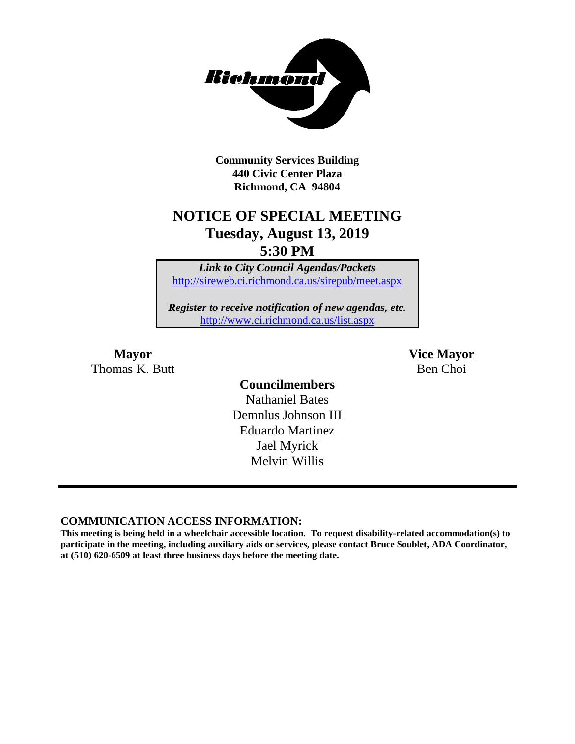**Community Services Building**
**440 Civic Center Plaza**
**Richmond, CA 94804**

# NOTICE OF SPECIAL MEETING
## Tuesday, August 13, 2019
## 5:30 PM

***Link to City Council Agendas/Packets***
http://sireweb.ci.richmond.ca.us/sirepub/meet.aspx

***Register to receive notification of new agendas, etc.***
http://www.ci.richmond.ca.us/list.aspx

**Mayor**
Thomas K. Butt

**Vice Mayor**
Ben Choi

**Councilmembers**
Nathaniel Bates
Demnlus Johnson III
Eduardo Martinez
Jael Myrick
Melvin Willis

---

**COMMUNICATION ACCESS INFORMATION:**

**This meeting is being held in a wheelchair accessible location. To request disability-related accommodation(s) to participate in the meeting, including auxiliary aids or services, please contact Bruce Soublet, ADA Coordinator, at (510) 620-6509 at least three business days before the meeting date.**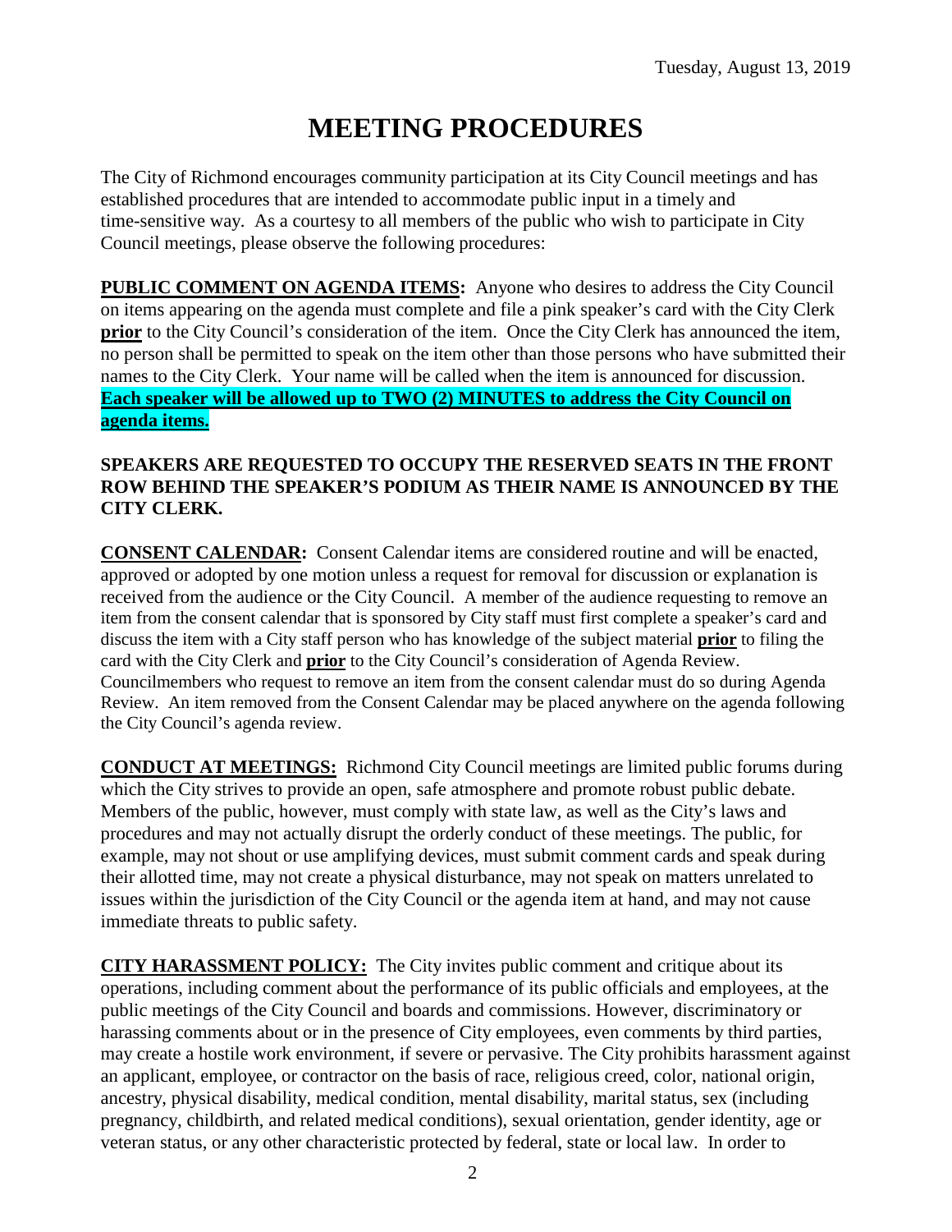# MEETING PROCEDURES

The City of Richmond encourages community participation at its City Council meetings and has established procedures that are intended to accommodate public input in a timely and time-sensitive way. As a courtesy to all members of the public who wish to participate in City Council meetings, please observe the following procedures:

**PUBLIC COMMENT ON AGENDA ITEMS:** Anyone who desires to address the City Council on items appearing on the agenda must complete and file a pink speaker's card with the City Clerk **prior** to the City Council's consideration of the item. Once the City Clerk has announced the item, no person shall be permitted to speak on the item other than those persons who have submitted their names to the City Clerk. Your name will be called when the item is announced for discussion. **Each speaker will be allowed up to TWO (2) MINUTES to address the City Council on agenda items.**

**SPEAKERS ARE REQUESTED TO OCCUPY THE RESERVED SEATS IN THE FRONT ROW BEHIND THE SPEAKER'S PODIUM AS THEIR NAME IS ANNOUNCED BY THE CITY CLERK.**

**CONSENT CALENDAR:** Consent Calendar items are considered routine and will be enacted, approved or adopted by one motion unless a request for removal for discussion or explanation is received from the audience or the City Council. A member of the audience requesting to remove an item from the consent calendar that is sponsored by City staff must first complete a speaker's card and discuss the item with a City staff person who has knowledge of the subject material **prior** to filing the card with the City Clerk and **prior** to the City Council's consideration of Agenda Review. Councilmembers who request to remove an item from the consent calendar must do so during Agenda Review. An item removed from the Consent Calendar may be placed anywhere on the agenda following the City Council's agenda review.

**CONDUCT AT MEETINGS:** Richmond City Council meetings are limited public forums during which the City strives to provide an open, safe atmosphere and promote robust public debate. Members of the public, however, must comply with state law, as well as the City's laws and procedures and may not actually disrupt the orderly conduct of these meetings. The public, for example, may not shout or use amplifying devices, must submit comment cards and speak during their allotted time, may not create a physical disturbance, may not speak on matters unrelated to issues within the jurisdiction of the City Council or the agenda item at hand, and may not cause immediate threats to public safety.

**CITY HARASSMENT POLICY:** The City invites public comment and critique about its operations, including comment about the performance of its public officials and employees, at the public meetings of the City Council and boards and commissions. However, discriminatory or harassing comments about or in the presence of City employees, even comments by third parties, may create a hostile work environment, if severe or pervasive. The City prohibits harassment against an applicant, employee, or contractor on the basis of race, religious creed, color, national origin, ancestry, physical disability, medical condition, mental disability, marital status, sex (including pregnancy, childbirth, and related medical conditions), sexual orientation, gender identity, age or veteran status, or any other characteristic protected by federal, state or local law. In order to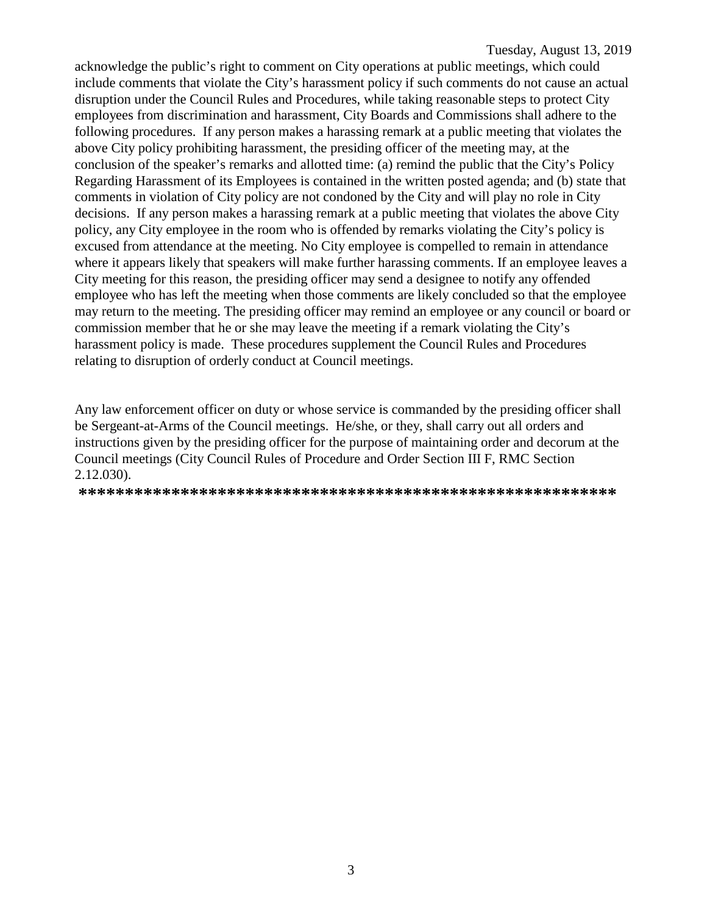acknowledge the public's right to comment on City operations at public meetings, which could include comments that violate the City's harassment policy if such comments do not cause an actual disruption under the Council Rules and Procedures, while taking reasonable steps to protect City employees from discrimination and harassment, City Boards and Commissions shall adhere to the following procedures. If any person makes a harassing remark at a public meeting that violates the above City policy prohibiting harassment, the presiding officer of the meeting may, at the conclusion of the speaker's remarks and allotted time: (a) remind the public that the City's Policy Regarding Harassment of its Employees is contained in the written posted agenda; and (b) state that comments in violation of City policy are not condoned by the City and will play no role in City decisions. If any person makes a harassing remark at a public meeting that violates the above City policy, any City employee in the room who is offended by remarks violating the City's policy is excused from attendance at the meeting. No City employee is compelled to remain in attendance where it appears likely that speakers will make further harassing comments. If an employee leaves a City meeting for this reason, the presiding officer may send a designee to notify any offended employee who has left the meeting when those comments are likely concluded so that the employee may return to the meeting. The presiding officer may remind an employee or any council or board or commission member that he or she may leave the meeting if a remark violating the City's harassment policy is made. These procedures supplement the Council Rules and Procedures relating to disruption of orderly conduct at Council meetings.

Any law enforcement officer on duty or whose service is commanded by the presiding officer shall be Sergeant-at-Arms of the Council meetings. He/she, or they, shall carry out all orders and instructions given by the presiding officer for the purpose of maintaining order and decorum at the Council meetings (City Council Rules of Procedure and Order Section III F, RMC Section 2.12.030).

**************************************************************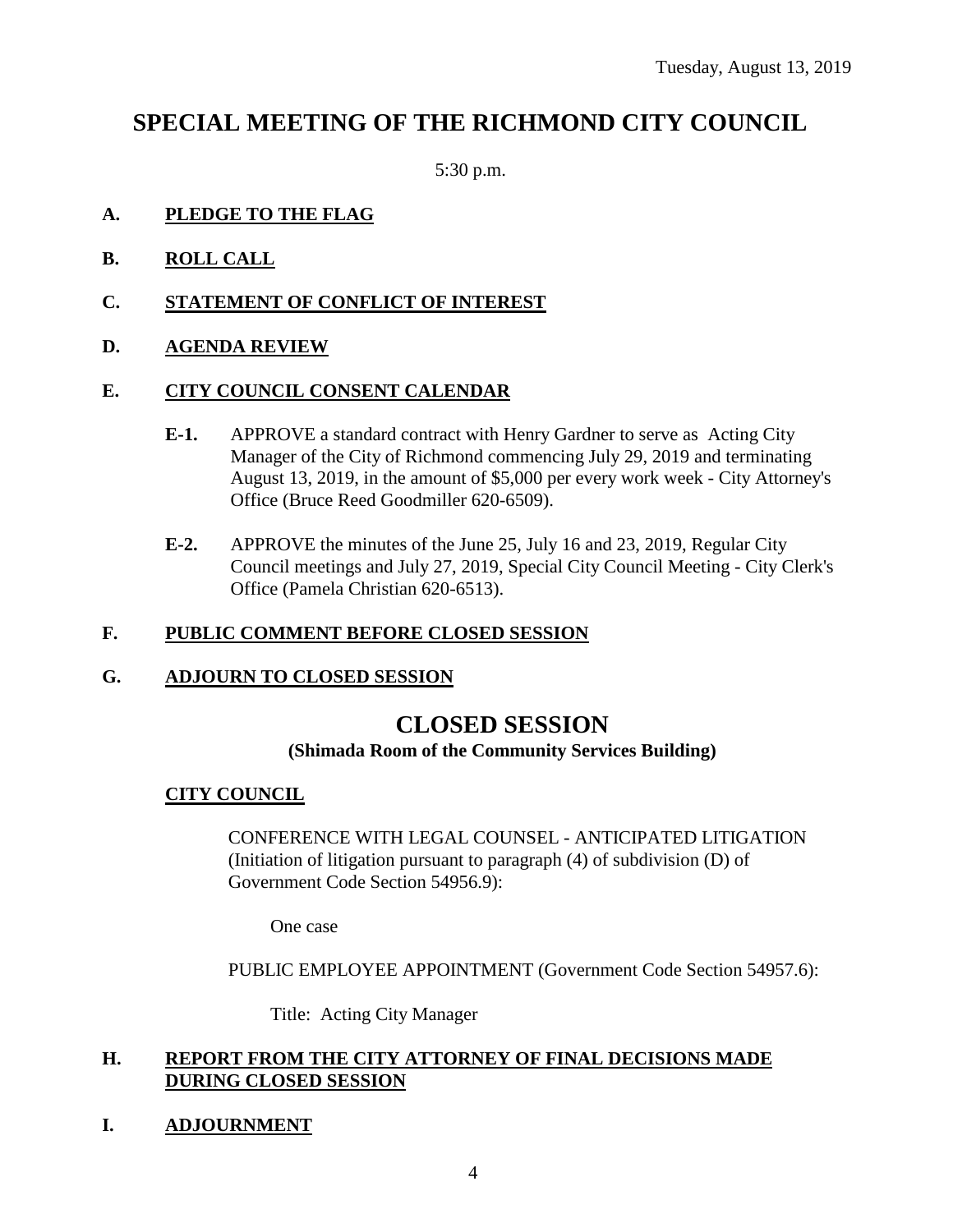Tuesday, August 13, 2019

# SPECIAL MEETING OF THE RICHMOND CITY COUNCIL

5:30 p.m.

**A. PLEDGE TO THE FLAG**

**B. ROLL CALL**

**C. STATEMENT OF CONFLICT OF INTEREST**

**D. AGENDA REVIEW**

**E. CITY COUNCIL CONSENT CALENDAR**

**E-1.** APPROVE a standard contract with Henry Gardner to serve as Acting City Manager of the City of Richmond commencing July 29, 2019 and terminating August 13, 2019, in the amount of $5,000 per every work week - City Attorney's Office (Bruce Reed Goodmiller 620-6509).

**E-2.** APPROVE the minutes of the June 25, July 16 and 23, 2019, Regular City Council meetings and July 27, 2019, Special City Council Meeting - City Clerk's Office (Pamela Christian 620-6513).

**F. PUBLIC COMMENT BEFORE CLOSED SESSION**

**G. ADJOURN TO CLOSED SESSION**

## CLOSED SESSION

**(Shimada Room of the Community Services Building)**

**CITY COUNCIL**

CONFERENCE WITH LEGAL COUNSEL - ANTICIPATED LITIGATION (Initiation of litigation pursuant to paragraph (4) of subdivision (D) of Government Code Section 54956.9):

One case

PUBLIC EMPLOYEE APPOINTMENT (Government Code Section 54957.6):

Title: Acting City Manager

**H. REPORT FROM THE CITY ATTORNEY OF FINAL DECISIONS MADE DURING CLOSED SESSION**

**I. ADJOURNMENT**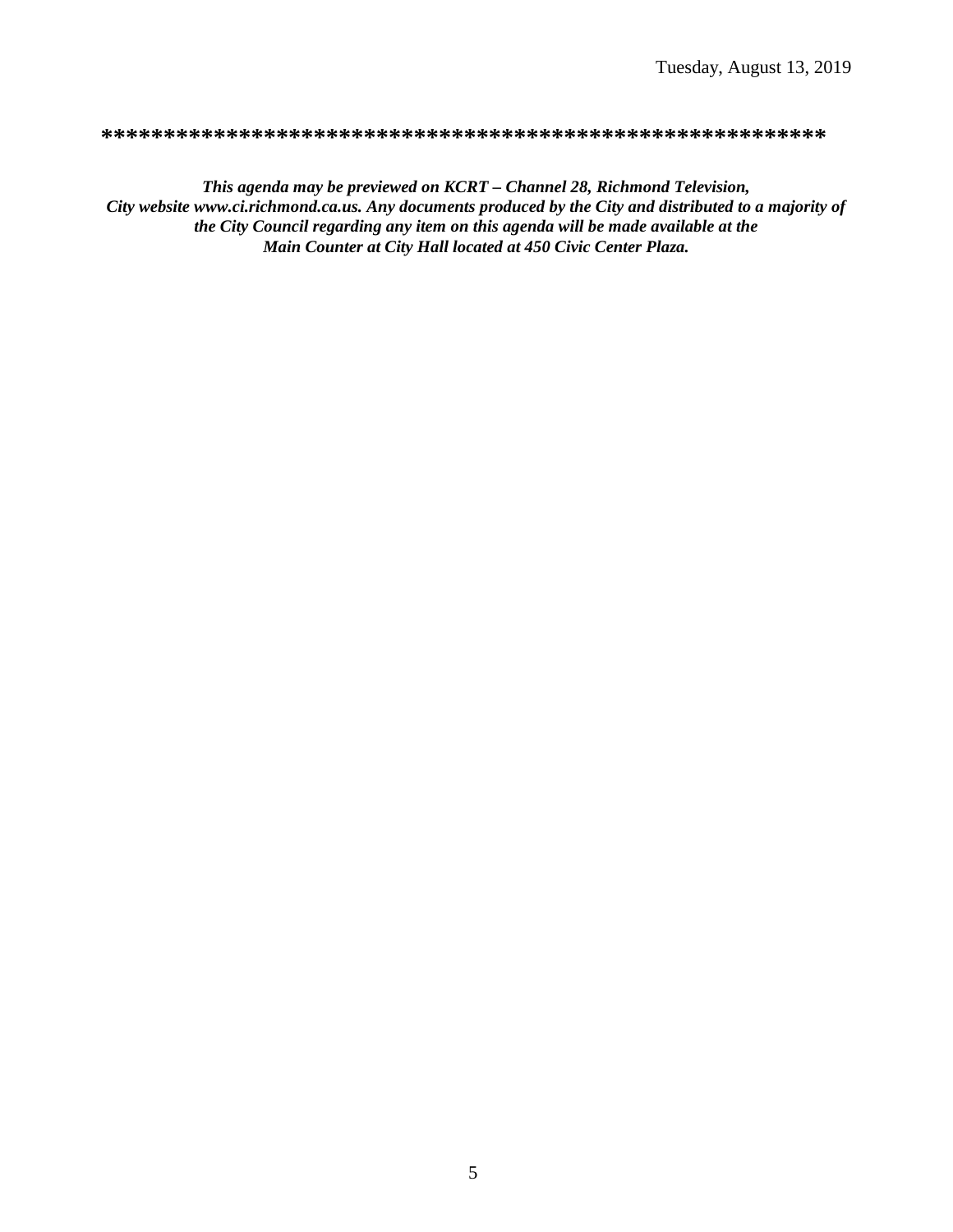**************************************************************

***This agenda may be previewed on KCRT – Channel 28, Richmond Television, City website www.ci.richmond.ca.us. Any documents produced by the City and distributed to a majority of the City Council regarding any item on this agenda will be made available at the Main Counter at City Hall located at 450 Civic Center Plaza.***